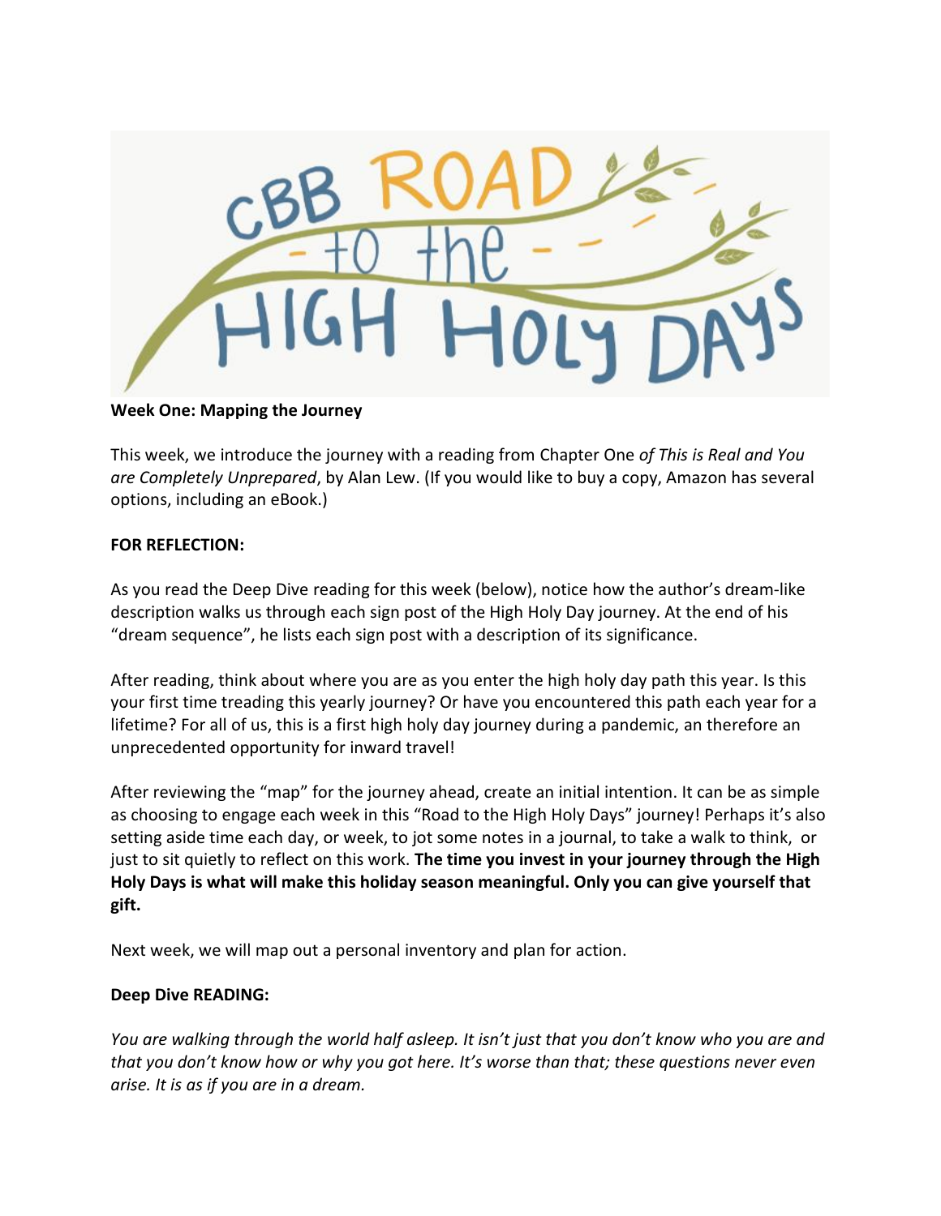# CBB ROAD to the HIGH HOLY DAYS

**Week One: Mapping the Journey**

This week, we introduce the journey with a reading from Chapter One *of This is Real and You are Completely Unprepared*, by Alan Lew. (If you would like to buy a copy, Amazon has several options, including an eBook.)

**FOR REFLECTION:**

As you read the Deep Dive reading for this week (below), notice how the author's dream-like description walks us through each sign post of the High Holy Day journey. At the end of his "dream sequence", he lists each sign post with a description of its significance.

After reading, think about where you are as you enter the high holy day path this year. Is this your first time treading this yearly journey? Or have you encountered this path each year for a lifetime? For all of us, this is a first high holy day journey during a pandemic, an therefore an unprecedented opportunity for inward travel!

After reviewing the "map" for the journey ahead, create an initial intention. It can be as simple as choosing to engage each week in this "Road to the High Holy Days" journey! Perhaps it's also setting aside time each day, or week, to jot some notes in a journal, to take a walk to think, or just to sit quietly to reflect on this work. **The time you invest in your journey through the High Holy Days is what will make this holiday season meaningful. Only you can give yourself that gift.**

Next week, we will map out a personal inventory and plan for action.

**Deep Dive READING:**

*You are walking through the world half asleep. It isn't just that you don't know who you are and that you don't know how or why you got here. It's worse than that; these questions never even arise. It is as if you are in a dream.*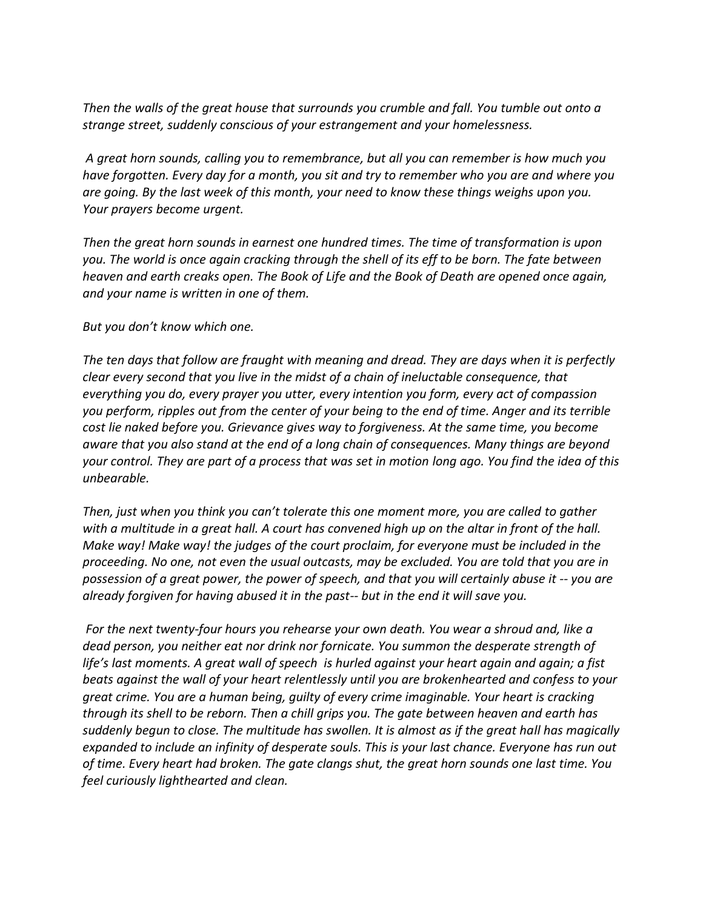*Then the walls of the great house that surrounds you crumble and fall. You tumble out onto a strange street, suddenly conscious of your estrangement and your homelessness.*

*A great horn sounds, calling you to remembrance, but all you can remember is how much you have forgotten. Every day for a month, you sit and try to remember who you are and where you are going. By the last week of this month, your need to know these things weighs upon you. Your prayers become urgent.*

*Then the great horn sounds in earnest one hundred times. The time of transformation is upon you. The world is once again cracking through the shell of its eff to be born. The fate between heaven and earth creaks open. The Book of Life and the Book of Death are opened once again, and your name is written in one of them.*

*But you don't know which one.*

*The ten days that follow are fraught with meaning and dread. They are days when it is perfectly clear every second that you live in the midst of a chain of ineluctable consequence, that everything you do, every prayer you utter, every intention you form, every act of compassion you perform, ripples out from the center of your being to the end of time. Anger and its terrible cost lie naked before you. Grievance gives way to forgiveness. At the same time, you become aware that you also stand at the end of a long chain of consequences. Many things are beyond your control. They are part of a process that was set in motion long ago. You find the idea of this unbearable.*

*Then, just when you think you can't tolerate this one moment more, you are called to gather with a multitude in a great hall. A court has convened high up on the altar in front of the hall. Make way! Make way! the judges of the court proclaim, for everyone must be included in the proceeding. No one, not even the usual outcasts, may be excluded. You are told that you are in possession of a great power, the power of speech, and that you will certainly abuse it -- you are already forgiven for having abused it in the past-- but in the end it will save you.*

*For the next twenty-four hours you rehearse your own death. You wear a shroud and, like a dead person, you neither eat nor drink nor fornicate. You summon the desperate strength of life's last moments. A great wall of speech is hurled against your heart again and again; a fist beats against the wall of your heart relentlessly until you are brokenhearted and confess to your great crime. You are a human being, guilty of every crime imaginable. Your heart is cracking through its shell to be reborn. Then a chill grips you. The gate between heaven and earth has suddenly begun to close. The multitude has swollen. It is almost as if the great hall has magically expanded to include an infinity of desperate souls. This is your last chance. Everyone has run out of time. Every heart had broken. The gate clangs shut, the great horn sounds one last time. You feel curiously lighthearted and clean.*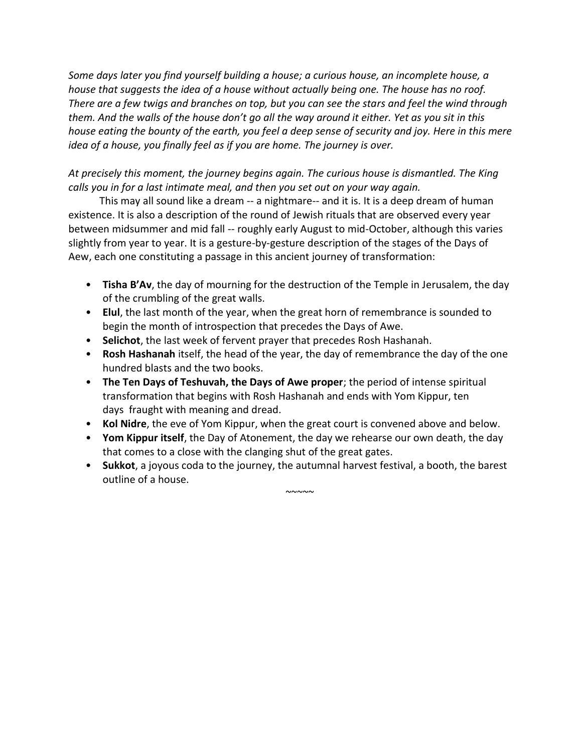*Some days later you find yourself building a house; a curious house, an incomplete house, a house that suggests the idea of a house without actually being one. The house has no roof. There are a few twigs and branches on top, but you can see the stars and feel the wind through them. And the walls of the house don't go all the way around it either. Yet as you sit in this house eating the bounty of the earth, you feel a deep sense of security and joy. Here in this mere idea of a house, you finally feel as if you are home. The journey is over.*

*At precisely this moment, the journey begins again. The curious house is dismantled. The King calls you in for a last intimate meal, and then you set out on your way again.*

This may all sound like a dream -- a nightmare-- and it is. It is a deep dream of human existence. It is also a description of the round of Jewish rituals that are observed every year between midsummer and mid fall -- roughly early August to mid-October, although this varies slightly from year to year. It is a gesture-by-gesture description of the stages of the Days of Aew, each one constituting a passage in this ancient journey of transformation:

- **Tisha B'Av**, the day of mourning for the destruction of the Temple in Jerusalem, the day of the crumbling of the great walls.
- **Elul**, the last month of the year, when the great horn of remembrance is sounded to begin the month of introspection that precedes the Days of Awe.
- **Selichot**, the last week of fervent prayer that precedes Rosh Hashanah.
- **Rosh Hashanah** itself, the head of the year, the day of remembrance the day of the one hundred blasts and the two books.
- **The Ten Days of Teshuvah, the Days of Awe proper**; the period of intense spiritual transformation that begins with Rosh Hashanah and ends with Yom Kippur, ten days fraught with meaning and dread.
- **Kol Nidre**, the eve of Yom Kippur, when the great court is convened above and below.
- **Yom Kippur itself**, the Day of Atonement, the day we rehearse our own death, the day that comes to a close with the clanging shut of the great gates.
- **Sukkot**, a joyous coda to the journey, the autumnal harvest festival, a booth, the barest outline of a house.

~~~~~